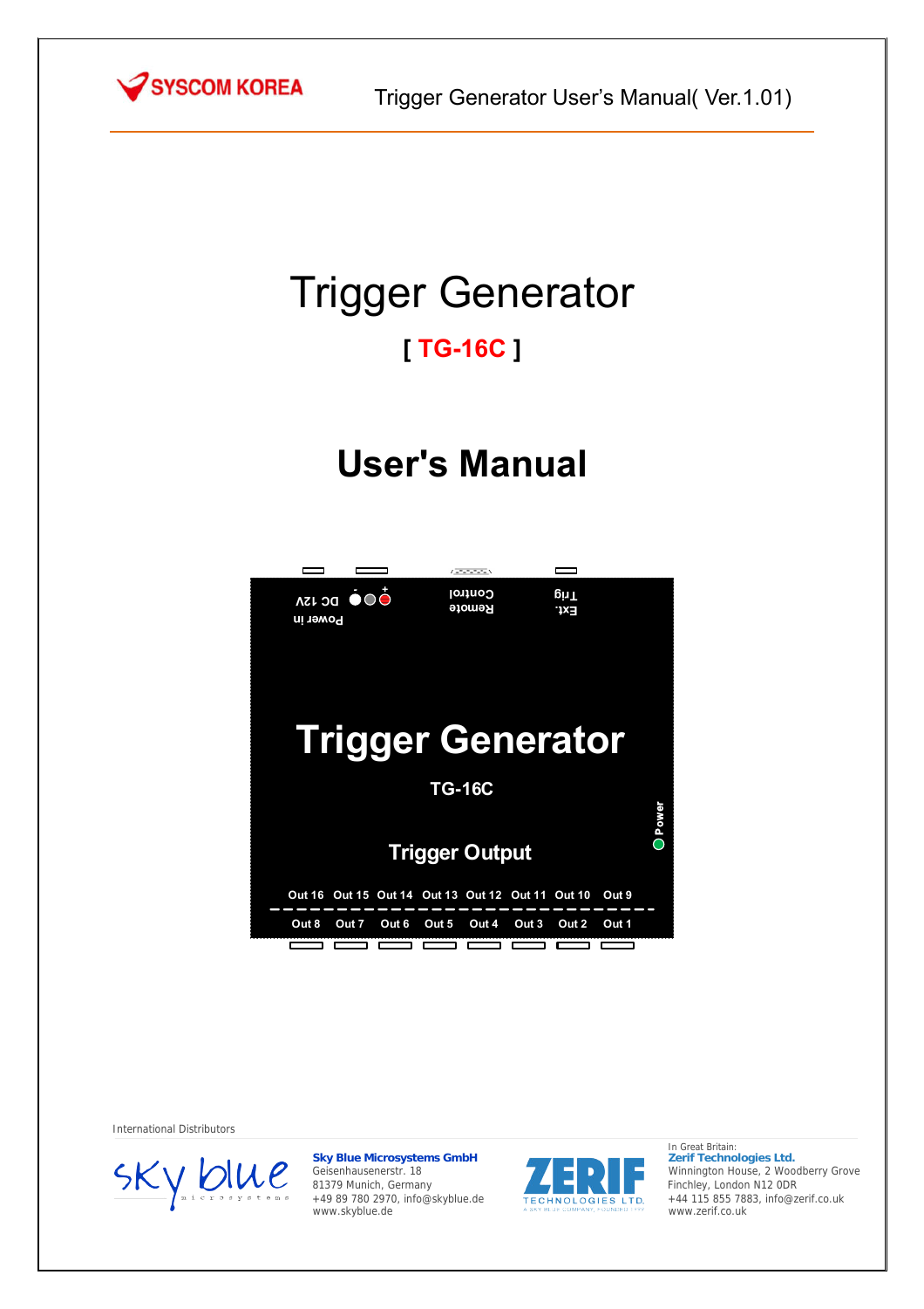# Trigger Generator

## [ TG-16C ]

# User's Manual

Power in DC 12V

Remote Control

Ext. Trig

**Trigger Generator**

**TG-16C**

**Power**

**Trigger Output**

Out 16 Out 15 Out 14 Out 13 Out 12 Out 11 Out 10 Out 9

Out 8 Out 7 Out 6 Out 5 Out 4 Out 3 Out 2 Out 1

International Distributors

**Sky Blue Microsystems GmbH**
Geisenhausenerstr. 18
81379 Munich, Germany
+49 89 780 2970, info@skyblue.de
www.skyblue.de

In Great Britain:
**Zerif Technologies Ltd.**
Winnington House, 2 Woodberry Grove
Finchley, London N12 0DR
+44 115 855 7883, info@zerif.co.uk
www.zerif.co.uk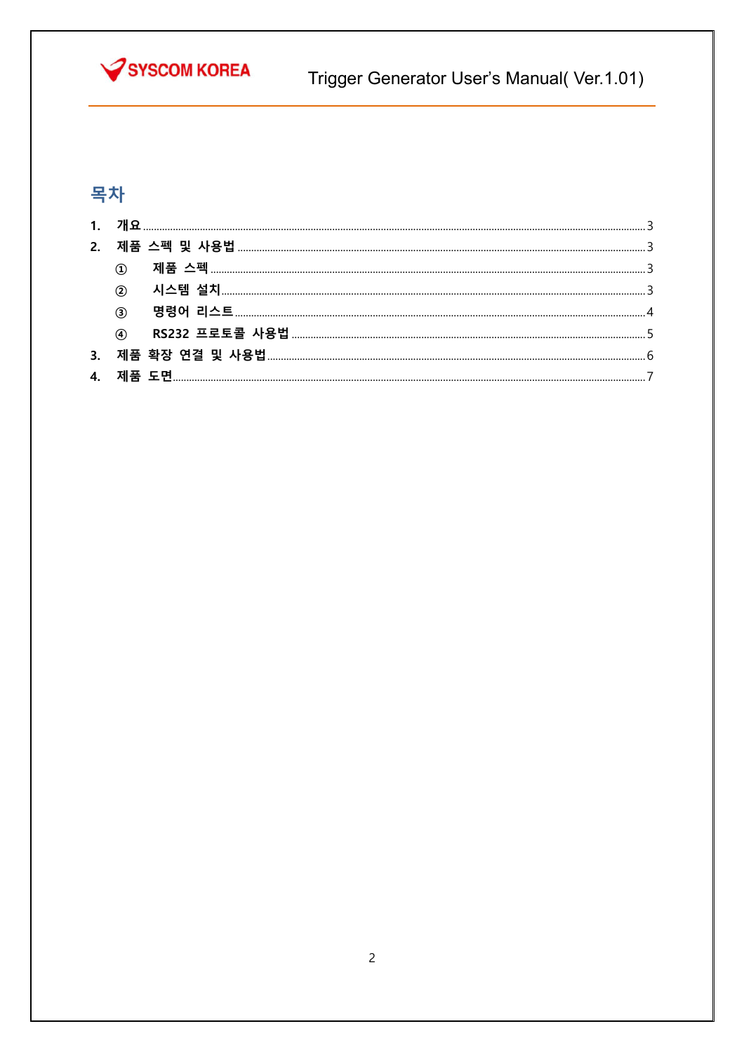# 목차

1. 개요 ........ 3
2. 제품 스펙 및 사용법 ........ 3
   ① 제품 스펙 ........ 3
   ② 시스템 설치 ........ 3
   ③ 명령어 리스트 ........ 4
   ④ RS232 프로토콜 사용법 ........ 5
3. 제품 확장 연결 및 사용법 ........ 6
4. 제품 도면 ........ 7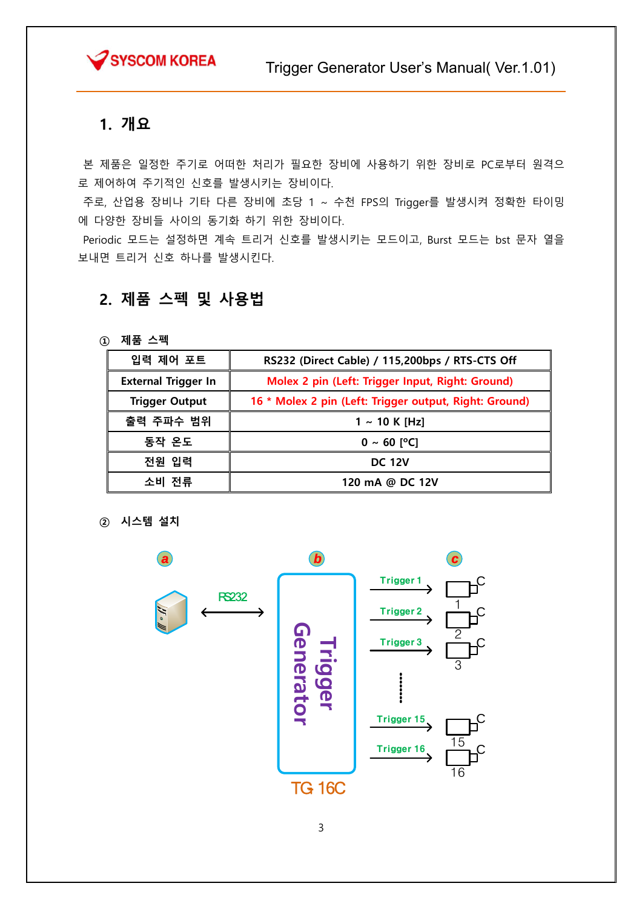## 1. 개요

본 제품은 일정한 주기로 어떠한 처리가 필요한 장비에 사용하기 위한 장비로 PC로부터 원격으로 제어하여 주기적인 신호를 발생시키는 장비이다.

주로, 산업용 장비나 기타 다른 장비에 초당 1 ~ 수천 FPS의 Trigger를 발생시켜 정확한 타이밍에 다양한 장비들 사이의 동기화 하기 위한 장비이다.

Periodic 모드는 설정하면 계속 트리거 신호를 발생시키는 모드이고, Burst 모드는 bst 문자 열을 보내면 트리거 신호 하나를 발생시킨다.

## 2. 제품 스펙 및 사용법

### ① 제품 스펙

| 입력 제어 포트 | RS232 (Direct Cable) / 115,200bps / RTS-CTS Off |
|---|---|
| External Trigger In | Molex 2 pin (Left: Trigger Input, Right: Ground) |
| Trigger Output | 16 * Molex 2 pin (Left: Trigger output, Right: Ground) |
| 출력 주파수 범위 | 1 ~ 10 K [Hz] |
| 동작 온도 | 0 ~ 60 [ºC] |
| 전원 입력 | DC 12V |
| 소비 전류 | 120 mA @ DC 12V |

### ② 시스템 설치

a — RS232 ↔ b (Trigger Generator, TG 16C) — Trigger 1, Trigger 2, Trigger 3, ……, Trigger 15, Trigger 16 → c (C 1, C 2, C 3, C 15, C 16)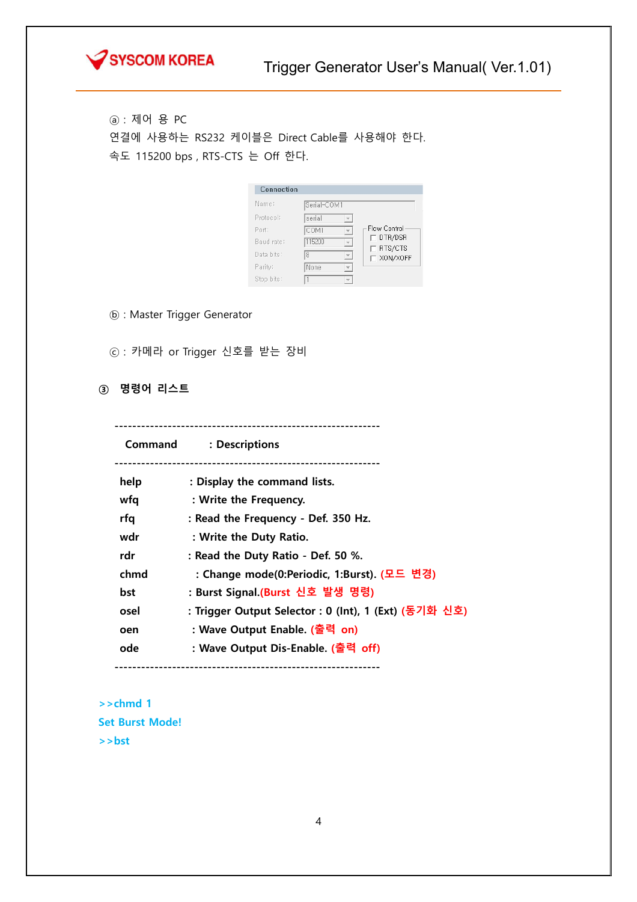ⓐ : 제어 용 PC

연결에 사용하는 RS232 케이블은 Direct Cable를 사용해야 한다.

속도 115200 bps , RTS-CTS 는 Off 한다.

ⓑ : Master Trigger Generator

ⓒ : 카메라 or Trigger 신호를 받는 장비

### ③ 명령어 리스트

| Command | : Descriptions |
| --- | --- |
| help | : Display the command lists. |
| wfq | : Write the Frequency. |
| rfq | : Read the Frequency - Def. 350 Hz. |
| wdr | : Write the Duty Ratio. |
| rdr | : Read the Duty Ratio - Def. 50 %. |
| chmd | : Change mode(0:Periodic, 1:Burst). (모드 변경) |
| bst | : Burst Signal.(Burst 신호 발생 명령) |
| osel | : Trigger Output Selector : 0 (Int), 1 (Ext) (동기화 신호) |
| oen | : Wave Output Enable. (출력 on) |
| ode | : Wave Output Dis-Enable. (출력 off) |

```
>>chmd 1
Set Burst Mode!
>>bst
```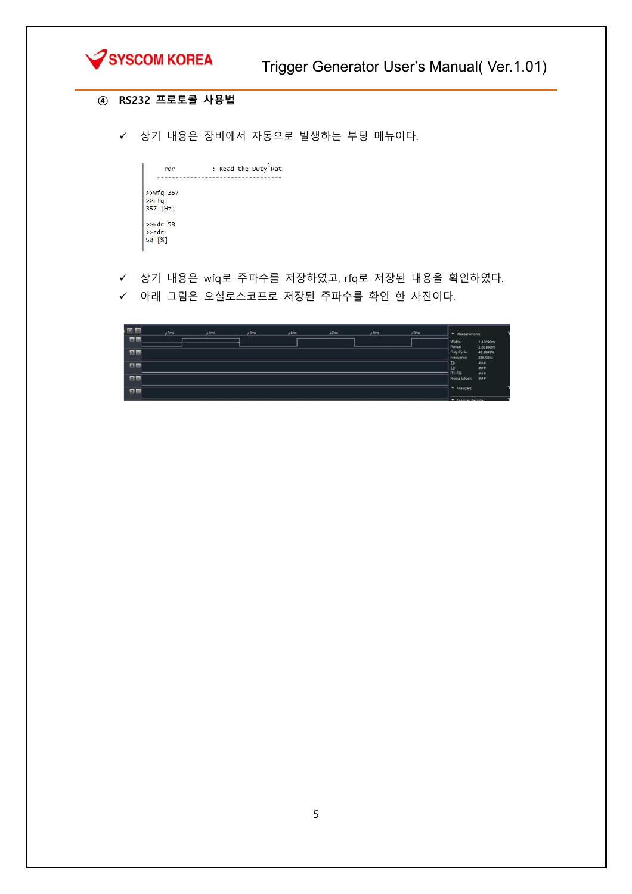④ **RS232 프로토콜 사용법**

- ✓ 상기 내용은 장비에서 자동으로 발생하는 부팅 메뉴이다.

```
    rdr          : Read the Duty Rat
  ------------------------------------

>>wfq 357
>>rfq
357 [Hz]

>>wdr 50
>>rdr
50 [%]
```

- ✓ 상기 내용은 wfq로 주파수를 저장하였고, rfq로 저장된 내용을 확인하였다.
- ✓ 아래 그림은 오실로스코프로 저장된 주파수를 확인 한 사진이다.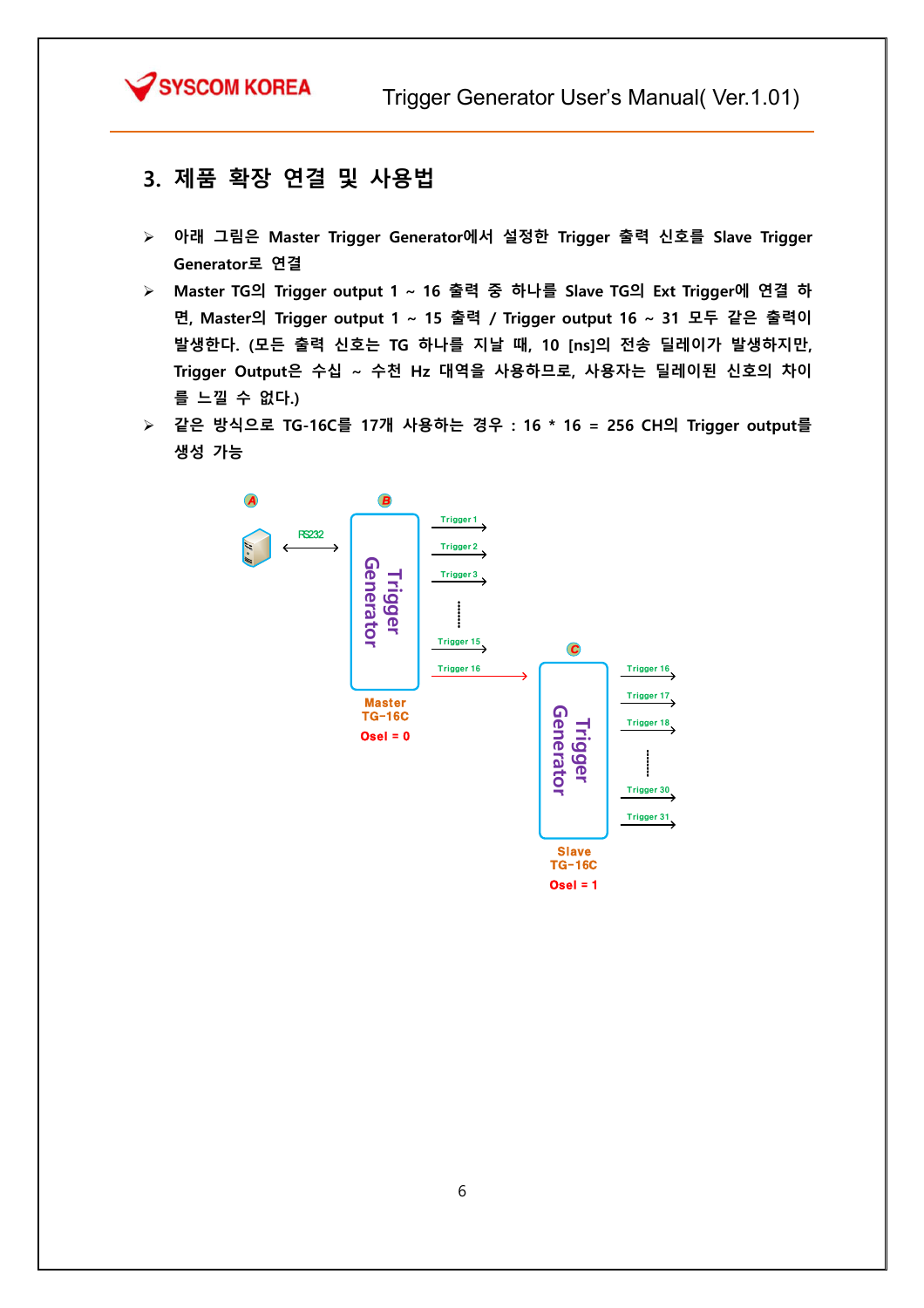## 3. 제품 확장 연결 및 사용법

- 아래 그림은 Master Trigger Generator에서 설정한 Trigger 출력 신호를 Slave Trigger Generator로 연결
- Master TG의 Trigger output 1 ~ 16 출력 중 하나를 Slave TG의 Ext Trigger에 연결 하면, Master의 Trigger output 1 ~ 15 출력 / Trigger output 16 ~ 31 모두 같은 출력이 발생한다. (모든 출력 신호는 TG 하나를 지날 때, 10 [ns]의 전송 딜레이가 발생하지만, Trigger Output은 수십 ~ 수천 Hz 대역을 사용하므로, 사용자는 딜레이된 신호의 차이를 느낄 수 없다.)
- 같은 방식으로 TG-16C를 17개 사용하는 경우 : 16 * 16 = 256 CH의 Trigger output를 생성 가능

A — RS232 — B: Trigger Generator (Master TG-16C, Osel = 0): Trigger 1, Trigger 2, Trigger 3, ..., Trigger 15, Trigger 16 → C: Trigger Generator (Slave TG-16C, Osel = 1): Trigger 16, Trigger 17, Trigger 18, ..., Trigger 30, Trigger 31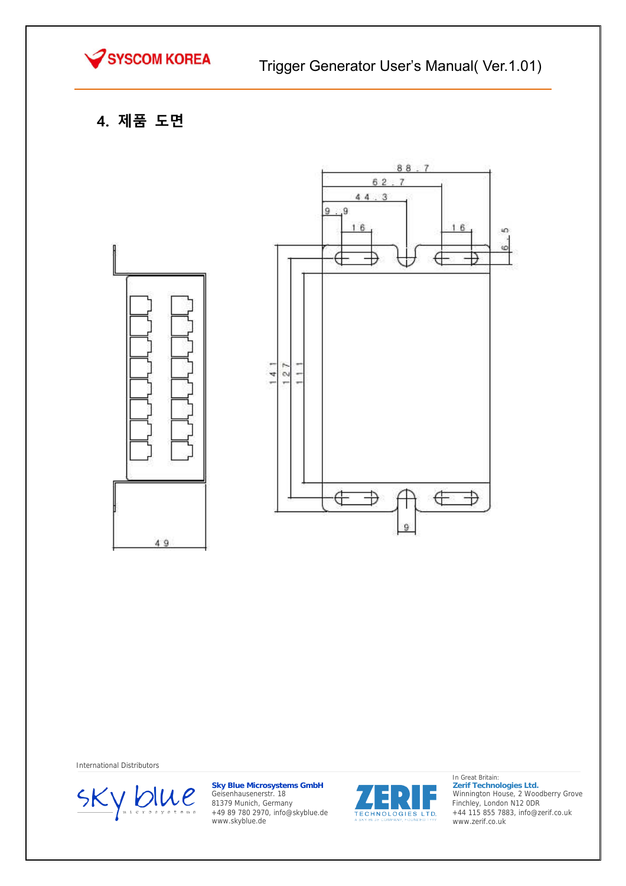## 4. 제품 도면

88.7
62.7
44.3
9.9
16
16
6.5
141
127
111
9
49

International Distributors

**Sky Blue Microsystems GmbH**
Geisenhausenerstr. 18
81379 Munich, Germany
+49 89 780 2970, info@skyblue.de
www.skyblue.de

In Great Britain:
**Zerif Technologies Ltd.**
Winnington House, 2 Woodberry Grove
Finchley, London N12 0DR
+44 115 855 7883, info@zerif.co.uk
www.zerif.co.uk